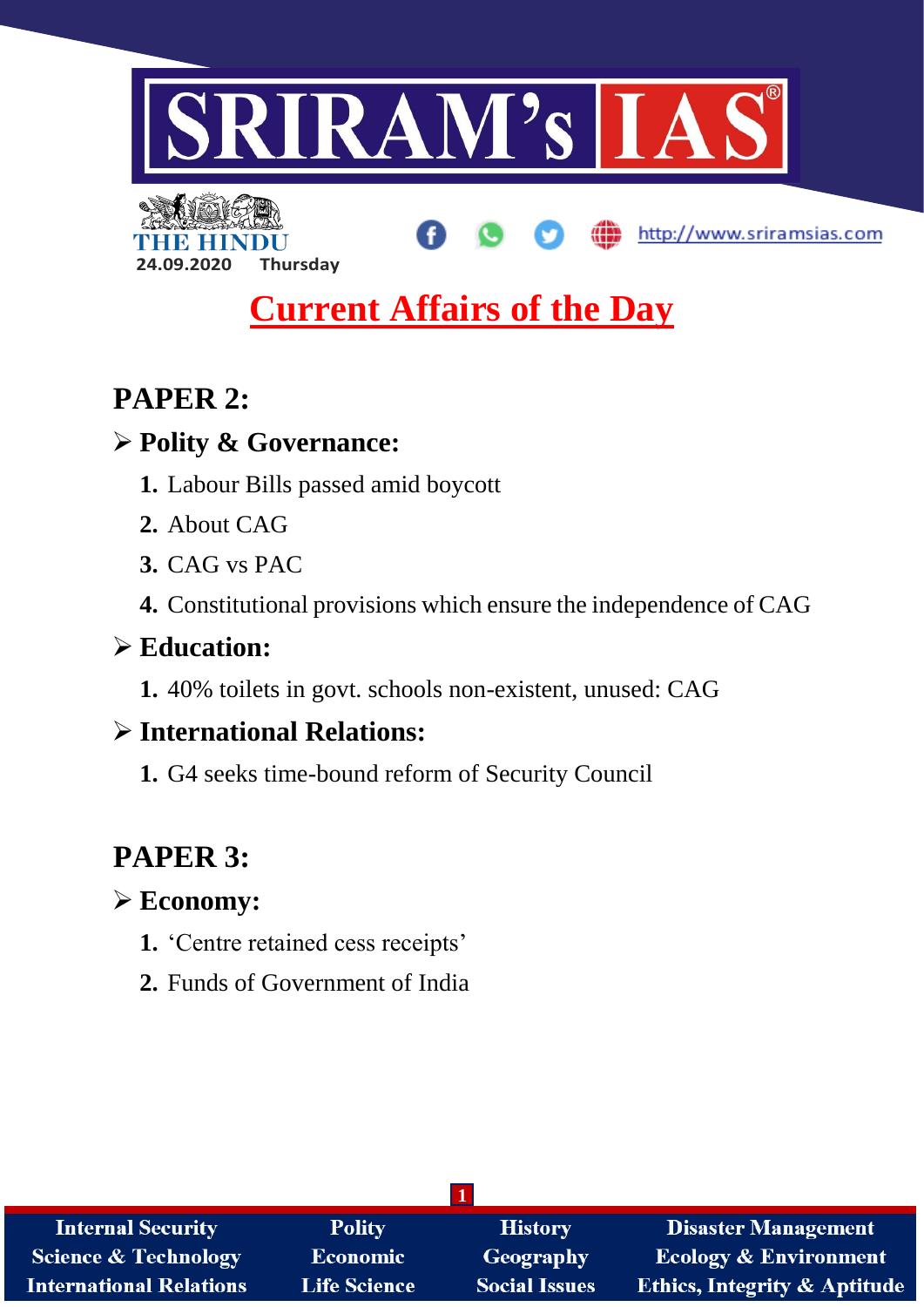# SRIRAM's IAS

THE HINDU

24.09.2020 Thursday

http://www.sriramsias.com

# Current Affairs of the Day

## PAPER 2:

### Polity & Governance:

1. Labour Bills passed amid boycott
2. About CAG
3. CAG vs PAC
4. Constitutional provisions which ensure the independence of CAG

### Education:

1. 40% toilets in govt. schools non-existent, unused: CAG

### International Relations:

1. G4 seeks time-bound reform of Security Council

## PAPER 3:

### Economy:

1. 'Centre retained cess receipts'
2. Funds of Government of India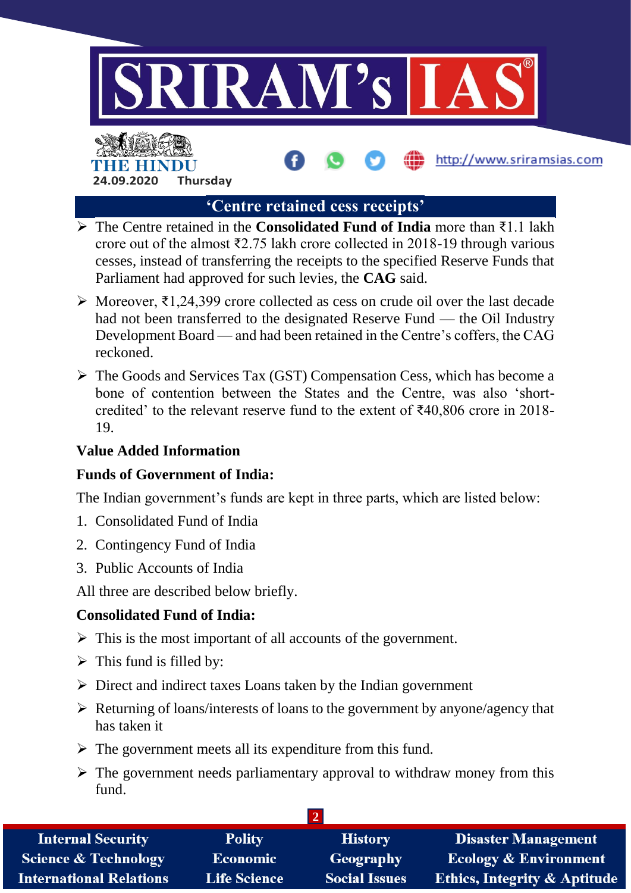## 'Centre retained cess receipts'

- The Centre retained in the **Consolidated Fund of India** more than ₹1.1 lakh crore out of the almost ₹2.75 lakh crore collected in 2018-19 through various cesses, instead of transferring the receipts to the specified Reserve Funds that Parliament had approved for such levies, the **CAG** said.
- Moreover, ₹1,24,399 crore collected as cess on crude oil over the last decade had not been transferred to the designated Reserve Fund — the Oil Industry Development Board — and had been retained in the Centre's coffers, the CAG reckoned.
- The Goods and Services Tax (GST) Compensation Cess, which has become a bone of contention between the States and the Centre, was also 'short-credited' to the relevant reserve fund to the extent of ₹40,806 crore in 2018-19.

**Value Added Information**

**Funds of Government of India:**

The Indian government's funds are kept in three parts, which are listed below:

1. Consolidated Fund of India
2. Contingency Fund of India
3. Public Accounts of India

All three are described below briefly.

**Consolidated Fund of India:**

- This is the most important of all accounts of the government.
- This fund is filled by:
- Direct and indirect taxes Loans taken by the Indian government
- Returning of loans/interests of loans to the government by anyone/agency that has taken it
- The government meets all its expenditure from this fund.
- The government needs parliamentary approval to withdraw money from this fund.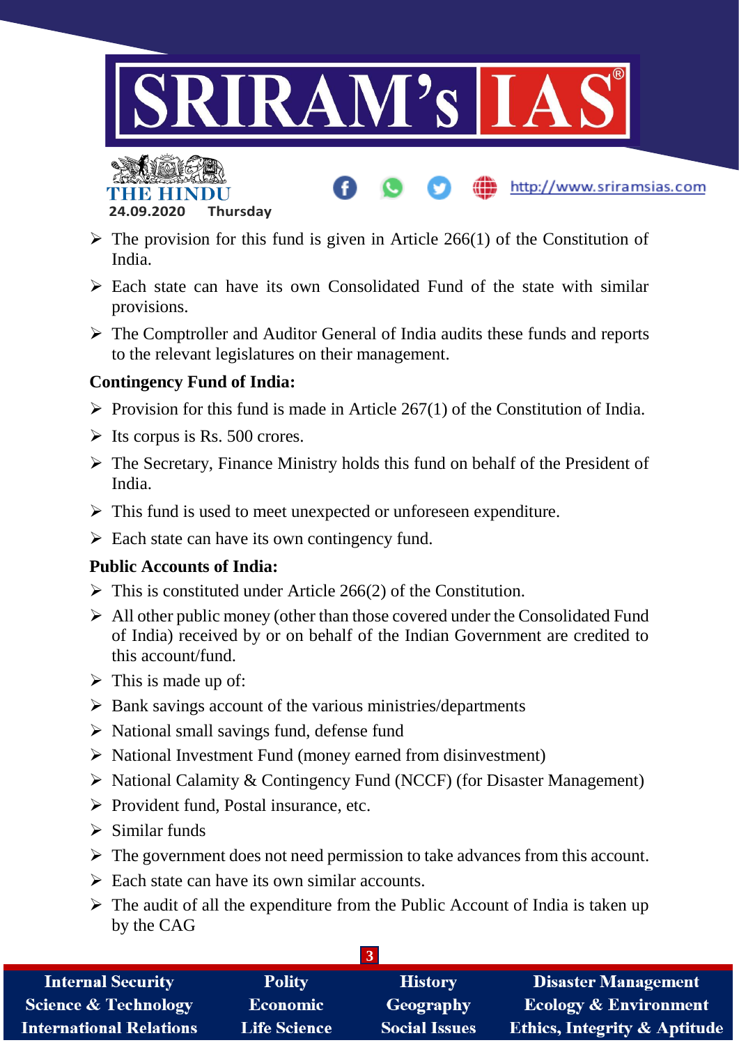- The provision for this fund is given in Article 266(1) of the Constitution of India.
- Each state can have its own Consolidated Fund of the state with similar provisions.
- The Comptroller and Auditor General of India audits these funds and reports to the relevant legislatures on their management.

**Contingency Fund of India:**

- Provision for this fund is made in Article 267(1) of the Constitution of India.
- Its corpus is Rs. 500 crores.
- The Secretary, Finance Ministry holds this fund on behalf of the President of India.
- This fund is used to meet unexpected or unforeseen expenditure.
- Each state can have its own contingency fund.

**Public Accounts of India:**

- This is constituted under Article 266(2) of the Constitution.
- All other public money (other than those covered under the Consolidated Fund of India) received by or on behalf of the Indian Government are credited to this account/fund.
- This is made up of:
- Bank savings account of the various ministries/departments
- National small savings fund, defense fund
- National Investment Fund (money earned from disinvestment)
- National Calamity & Contingency Fund (NCCF) (for Disaster Management)
- Provident fund, Postal insurance, etc.
- Similar funds
- The government does not need permission to take advances from this account.
- Each state can have its own similar accounts.
- The audit of all the expenditure from the Public Account of India is taken up by the CAG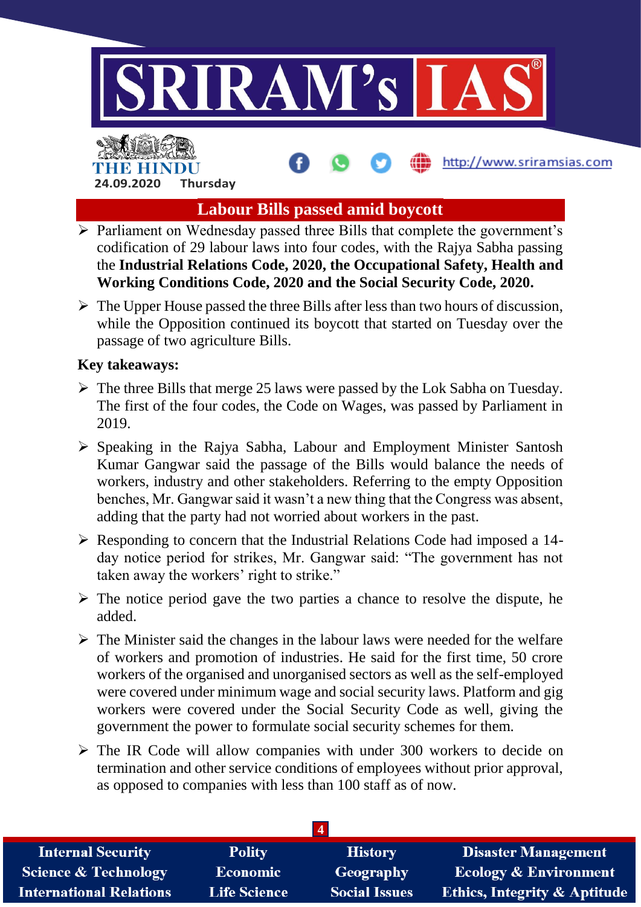# Labour Bills passed amid boycott

- Parliament on Wednesday passed three Bills that complete the government's codification of 29 labour laws into four codes, with the Rajya Sabha passing the **Industrial Relations Code, 2020, the Occupational Safety, Health and Working Conditions Code, 2020 and the Social Security Code, 2020.**
- The Upper House passed the three Bills after less than two hours of discussion, while the Opposition continued its boycott that started on Tuesday over the passage of two agriculture Bills.

**Key takeaways:**

- The three Bills that merge 25 laws were passed by the Lok Sabha on Tuesday. The first of the four codes, the Code on Wages, was passed by Parliament in 2019.
- Speaking in the Rajya Sabha, Labour and Employment Minister Santosh Kumar Gangwar said the passage of the Bills would balance the needs of workers, industry and other stakeholders. Referring to the empty Opposition benches, Mr. Gangwar said it wasn't a new thing that the Congress was absent, adding that the party had not worried about workers in the past.
- Responding to concern that the Industrial Relations Code had imposed a 14-day notice period for strikes, Mr. Gangwar said: "The government has not taken away the workers' right to strike."
- The notice period gave the two parties a chance to resolve the dispute, he added.
- The Minister said the changes in the labour laws were needed for the welfare of workers and promotion of industries. He said for the first time, 50 crore workers of the organised and unorganised sectors as well as the self-employed were covered under minimum wage and social security laws. Platform and gig workers were covered under the Social Security Code as well, giving the government the power to formulate social security schemes for them.
- The IR Code will allow companies with under 300 workers to decide on termination and other service conditions of employees without prior approval, as opposed to companies with less than 100 staff as of now.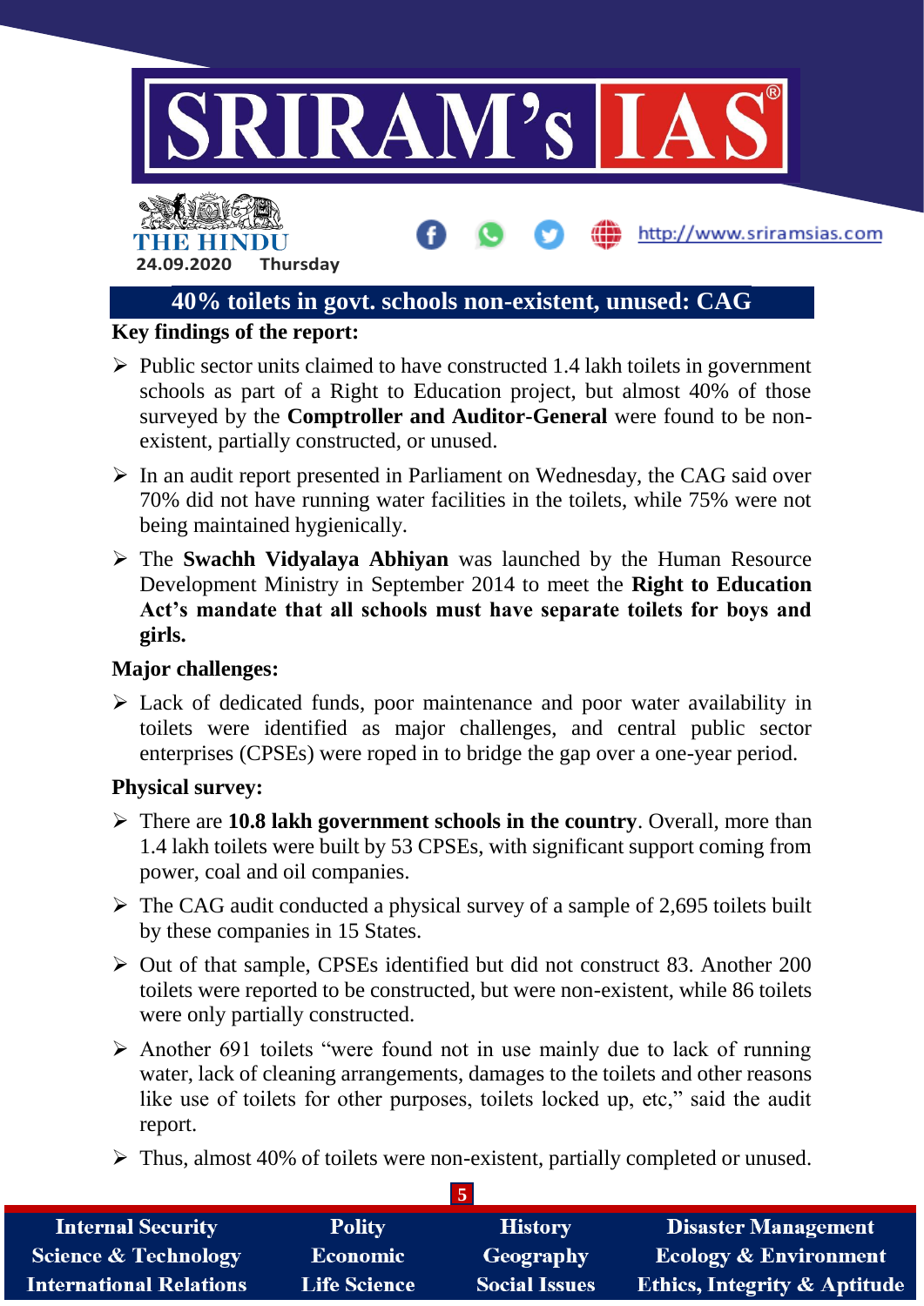## 40% toilets in govt. schools non-existent, unused: CAG

**Key findings of the report:**

- Public sector units claimed to have constructed 1.4 lakh toilets in government schools as part of a Right to Education project, but almost 40% of those surveyed by the **Comptroller and Auditor-General** were found to be non-existent, partially constructed, or unused.
- In an audit report presented in Parliament on Wednesday, the CAG said over 70% did not have running water facilities in the toilets, while 75% were not being maintained hygienically.
- The **Swachh Vidyalaya Abhiyan** was launched by the Human Resource Development Ministry in September 2014 to meet the **Right to Education Act's mandate that all schools must have separate toilets for boys and girls.**

**Major challenges:**

- Lack of dedicated funds, poor maintenance and poor water availability in toilets were identified as major challenges, and central public sector enterprises (CPSEs) were roped in to bridge the gap over a one-year period.

**Physical survey:**

- There are **10.8 lakh government schools in the country**. Overall, more than 1.4 lakh toilets were built by 53 CPSEs, with significant support coming from power, coal and oil companies.
- The CAG audit conducted a physical survey of a sample of 2,695 toilets built by these companies in 15 States.
- Out of that sample, CPSEs identified but did not construct 83. Another 200 toilets were reported to be constructed, but were non-existent, while 86 toilets were only partially constructed.
- Another 691 toilets "were found not in use mainly due to lack of running water, lack of cleaning arrangements, damages to the toilets and other reasons like use of toilets for other purposes, toilets locked up, etc," said the audit report.
- Thus, almost 40% of toilets were non-existent, partially completed or unused.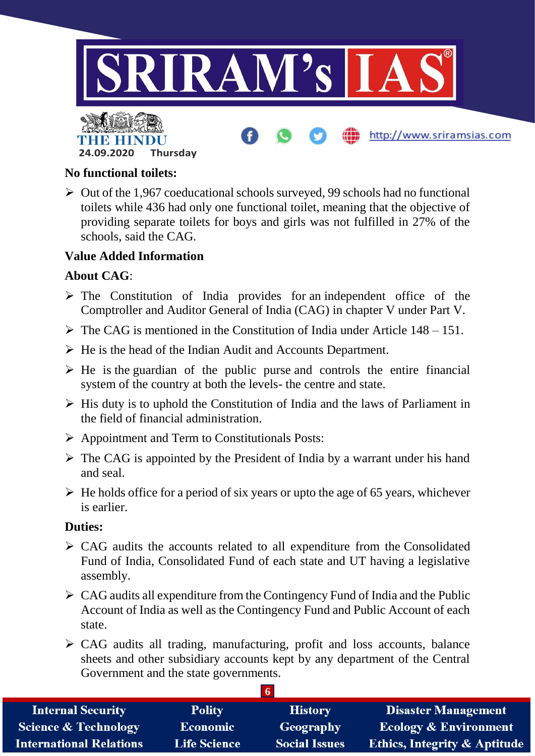**No functional toilets:**

- Out of the 1,967 coeducational schools surveyed, 99 schools had no functional toilets while 436 had only one functional toilet, meaning that the objective of providing separate toilets for boys and girls was not fulfilled in 27% of the schools, said the CAG.

**Value Added Information**

**About CAG**:

- The Constitution of India provides for an independent office of the Comptroller and Auditor General of India (CAG) in chapter V under Part V.
- The CAG is mentioned in the Constitution of India under Article 148 – 151.
- He is the head of the Indian Audit and Accounts Department.
- He is the guardian of the public purse and controls the entire financial system of the country at both the levels- the centre and state.
- His duty is to uphold the Constitution of India and the laws of Parliament in the field of financial administration.
- Appointment and Term to Constitutionals Posts:
- The CAG is appointed by the President of India by a warrant under his hand and seal.
- He holds office for a period of six years or upto the age of 65 years, whichever is earlier.

**Duties:**

- CAG audits the accounts related to all expenditure from the Consolidated Fund of India, Consolidated Fund of each state and UT having a legislative assembly.
- CAG audits all expenditure from the Contingency Fund of India and the Public Account of India as well as the Contingency Fund and Public Account of each state.
- CAG audits all trading, manufacturing, profit and loss accounts, balance sheets and other subsidiary accounts kept by any department of the Central Government and the state governments.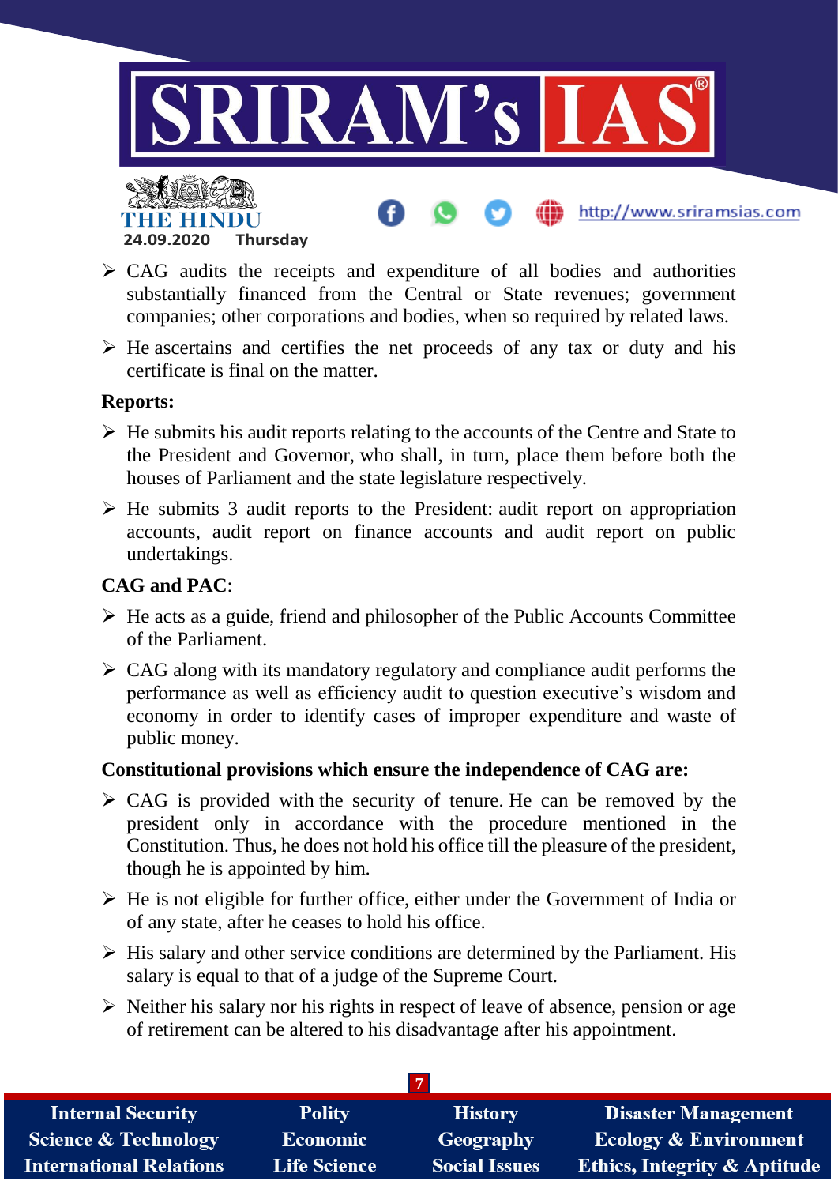- CAG audits the receipts and expenditure of all bodies and authorities substantially financed from the Central or State revenues; government companies; other corporations and bodies, when so required by related laws.
- He ascertains and certifies the net proceeds of any tax or duty and his certificate is final on the matter.

**Reports:**

- He submits his audit reports relating to the accounts of the Centre and State to the President and Governor, who shall, in turn, place them before both the houses of Parliament and the state legislature respectively.
- He submits 3 audit reports to the President: audit report on appropriation accounts, audit report on finance accounts and audit report on public undertakings.

**CAG and PAC**:

- He acts as a guide, friend and philosopher of the Public Accounts Committee of the Parliament.
- CAG along with its mandatory regulatory and compliance audit performs the performance as well as efficiency audit to question executive's wisdom and economy in order to identify cases of improper expenditure and waste of public money.

**Constitutional provisions which ensure the independence of CAG are:**

- CAG is provided with the security of tenure. He can be removed by the president only in accordance with the procedure mentioned in the Constitution. Thus, he does not hold his office till the pleasure of the president, though he is appointed by him.
- He is not eligible for further office, either under the Government of India or of any state, after he ceases to hold his office.
- His salary and other service conditions are determined by the Parliament. His salary is equal to that of a judge of the Supreme Court.
- Neither his salary nor his rights in respect of leave of absence, pension or age of retirement can be altered to his disadvantage after his appointment.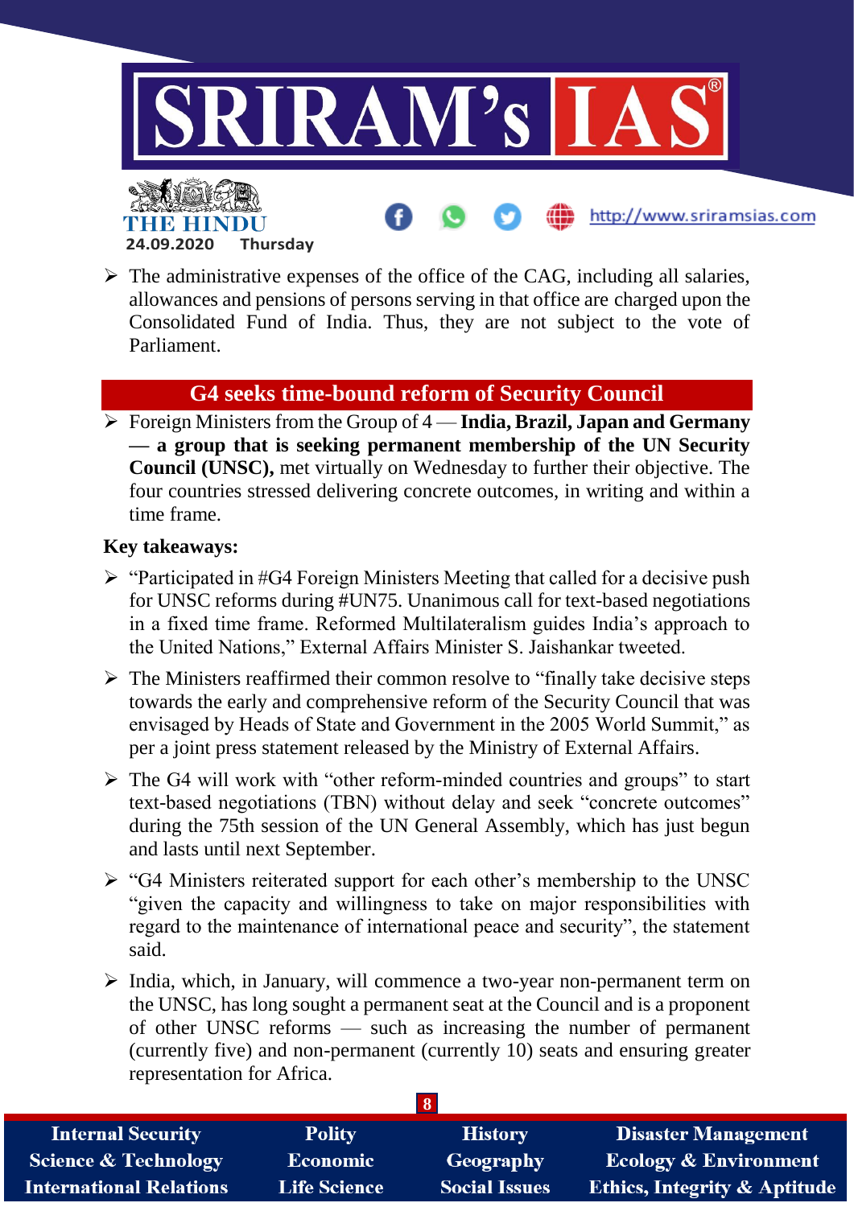- The administrative expenses of the office of the CAG, including all salaries, allowances and pensions of persons serving in that office are charged upon the Consolidated Fund of India. Thus, they are not subject to the vote of Parliament.

## G4 seeks time-bound reform of Security Council

- Foreign Ministers from the Group of 4 — **India, Brazil, Japan and Germany — a group that is seeking permanent membership of the UN Security Council (UNSC),** met virtually on Wednesday to further their objective. The four countries stressed delivering concrete outcomes, in writing and within a time frame.

**Key takeaways:**

- "Participated in #G4 Foreign Ministers Meeting that called for a decisive push for UNSC reforms during #UN75. Unanimous call for text-based negotiations in a fixed time frame. Reformed Multilateralism guides India's approach to the United Nations," External Affairs Minister S. Jaishankar tweeted.
- The Ministers reaffirmed their common resolve to "finally take decisive steps towards the early and comprehensive reform of the Security Council that was envisaged by Heads of State and Government in the 2005 World Summit," as per a joint press statement released by the Ministry of External Affairs.
- The G4 will work with "other reform-minded countries and groups" to start text-based negotiations (TBN) without delay and seek "concrete outcomes" during the 75th session of the UN General Assembly, which has just begun and lasts until next September.
- "G4 Ministers reiterated support for each other's membership to the UNSC "given the capacity and willingness to take on major responsibilities with regard to the maintenance of international peace and security", the statement said.
- India, which, in January, will commence a two-year non-permanent term on the UNSC, has long sought a permanent seat at the Council and is a proponent of other UNSC reforms — such as increasing the number of permanent (currently five) and non-permanent (currently 10) seats and ensuring greater representation for Africa.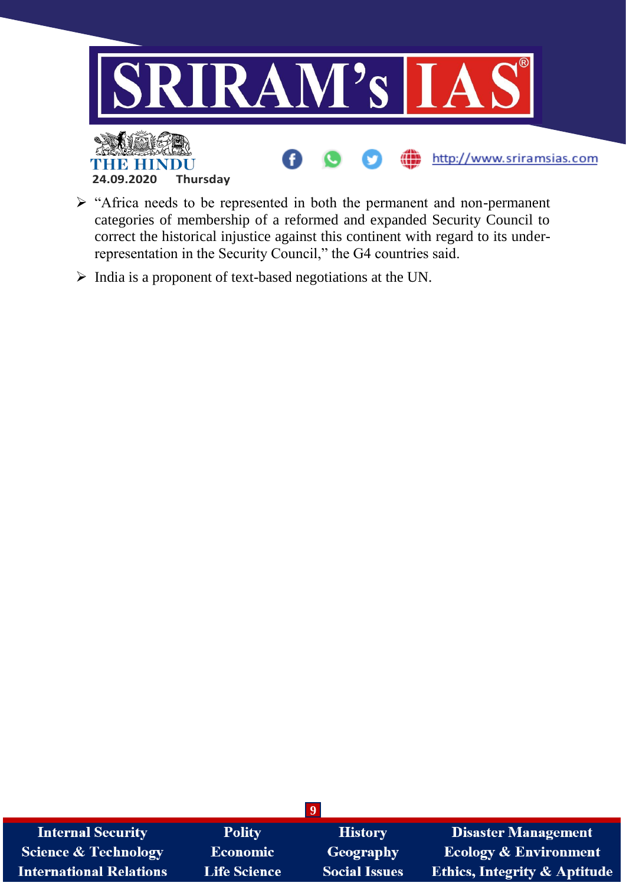- "Africa needs to be represented in both the permanent and non-permanent categories of membership of a reformed and expanded Security Council to correct the historical injustice against this continent with regard to its under-representation in the Security Council," the G4 countries said.
- India is a proponent of text-based negotiations at the UN.